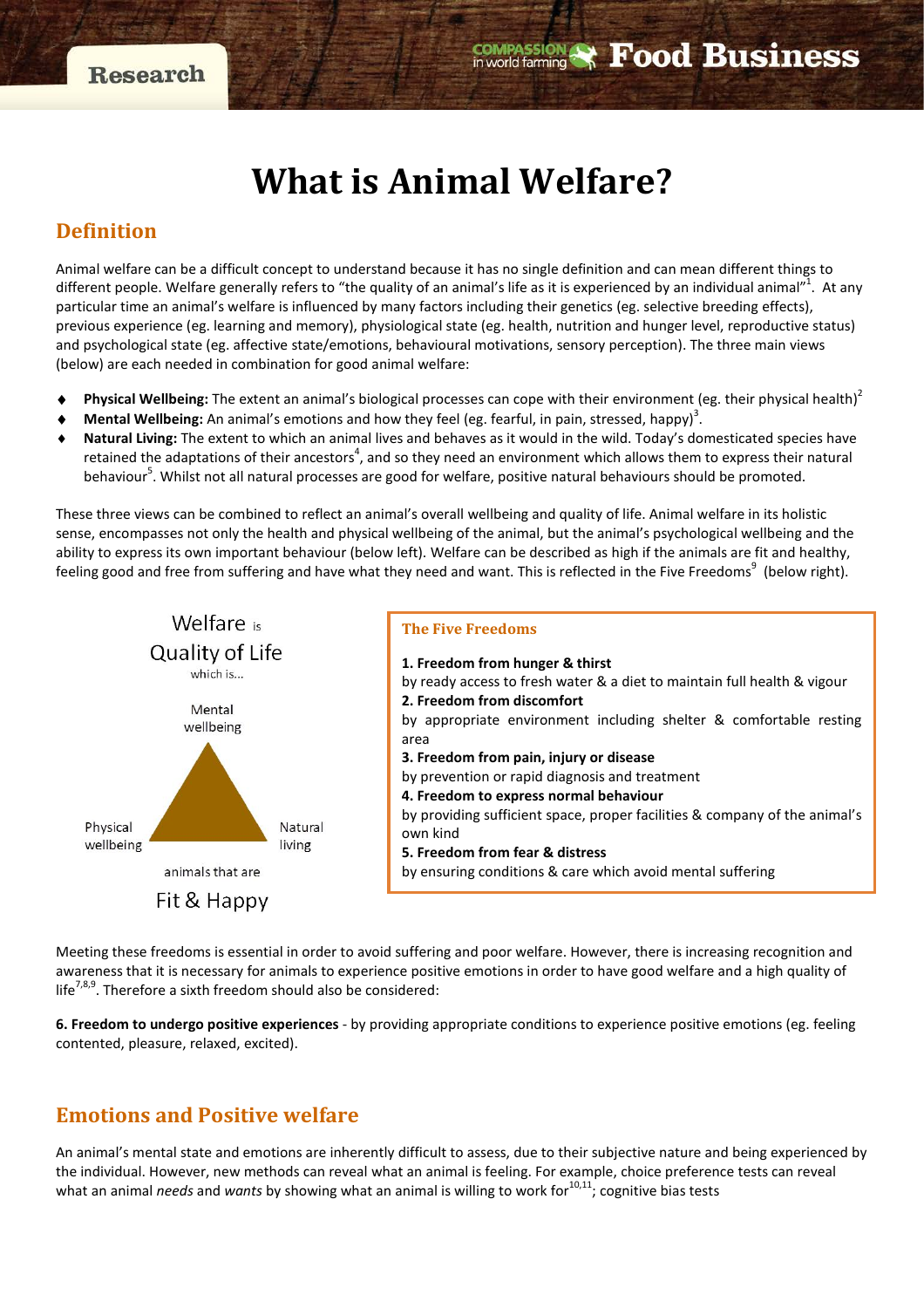# What is Animal Welfare?

## Definition

Animal welfare can be a difficult concept to understand because it has no single definition and can mean different things to different people. Welfare generally refers to "the quality of an animal's life as it is experienced by an individual animal"[1]. At any particular time an animal's welfare is influenced by many factors including their genetics (eg. selective breeding effects), previous experience (eg. learning and memory), physiological state (eg. health, nutrition and hunger level, reproductive status) and psychological state (eg. affective state/emotions, behavioural motivations, sensory perception). The three main views (below) are each needed in combination for good animal welfare:

- **Physical Wellbeing:** The extent an animal's biological processes can cope with their environment (eg. their physical health)[2]
- **Mental Wellbeing:** An animal's emotions and how they feel (eg. fearful, in pain, stressed, happy)[3].
- **Natural Living:** The extent to which an animal lives and behaves as it would in the wild. Today's domesticated species have retained the adaptations of their ancestors[4], and so they need an environment which allows them to express their natural behaviour[5]. Whilst not all natural processes are good for welfare, positive natural behaviours should be promoted.

These three views can be combined to reflect an animal's overall wellbeing and quality of life. Animal welfare in its holistic sense, encompasses not only the health and physical wellbeing of the animal, but the animal's psychological wellbeing and the ability to express its own important behaviour (below left). Welfare can be described as high if the animals are fit and healthy, feeling good and free from suffering and have what they need and want. This is reflected in the Five Freedoms[9] (below right).

Welfare is Quality of Life which is...

Mental wellbeing

Physical wellbeing

Natural living

animals that are

Fit & Happy

**The Five Freedoms**

**1. Freedom from hunger & thirst**
by ready access to fresh water & a diet to maintain full health & vigour

**2. Freedom from discomfort**
by appropriate environment including shelter & comfortable resting area

**3. Freedom from pain, injury or disease**
by prevention or rapid diagnosis and treatment

**4. Freedom to express normal behaviour**
by providing sufficient space, proper facilities & company of the animal's own kind

**5. Freedom from fear & distress**
by ensuring conditions & care which avoid mental suffering

Meeting these freedoms is essential in order to avoid suffering and poor welfare. However, there is increasing recognition and awareness that it is necessary for animals to experience positive emotions in order to have good welfare and a high quality of life[7,8,9]. Therefore a sixth freedom should also be considered:

**6. Freedom to undergo positive experiences** - by providing appropriate conditions to experience positive emotions (eg. feeling contented, pleasure, relaxed, excited).

## Emotions and Positive welfare

An animal's mental state and emotions are inherently difficult to assess, due to their subjective nature and being experienced by the individual. However, new methods can reveal what an animal is feeling. For example, choice preference tests can reveal what an animal *needs* and *wants* by showing what an animal is willing to work for[10,11]; cognitive bias tests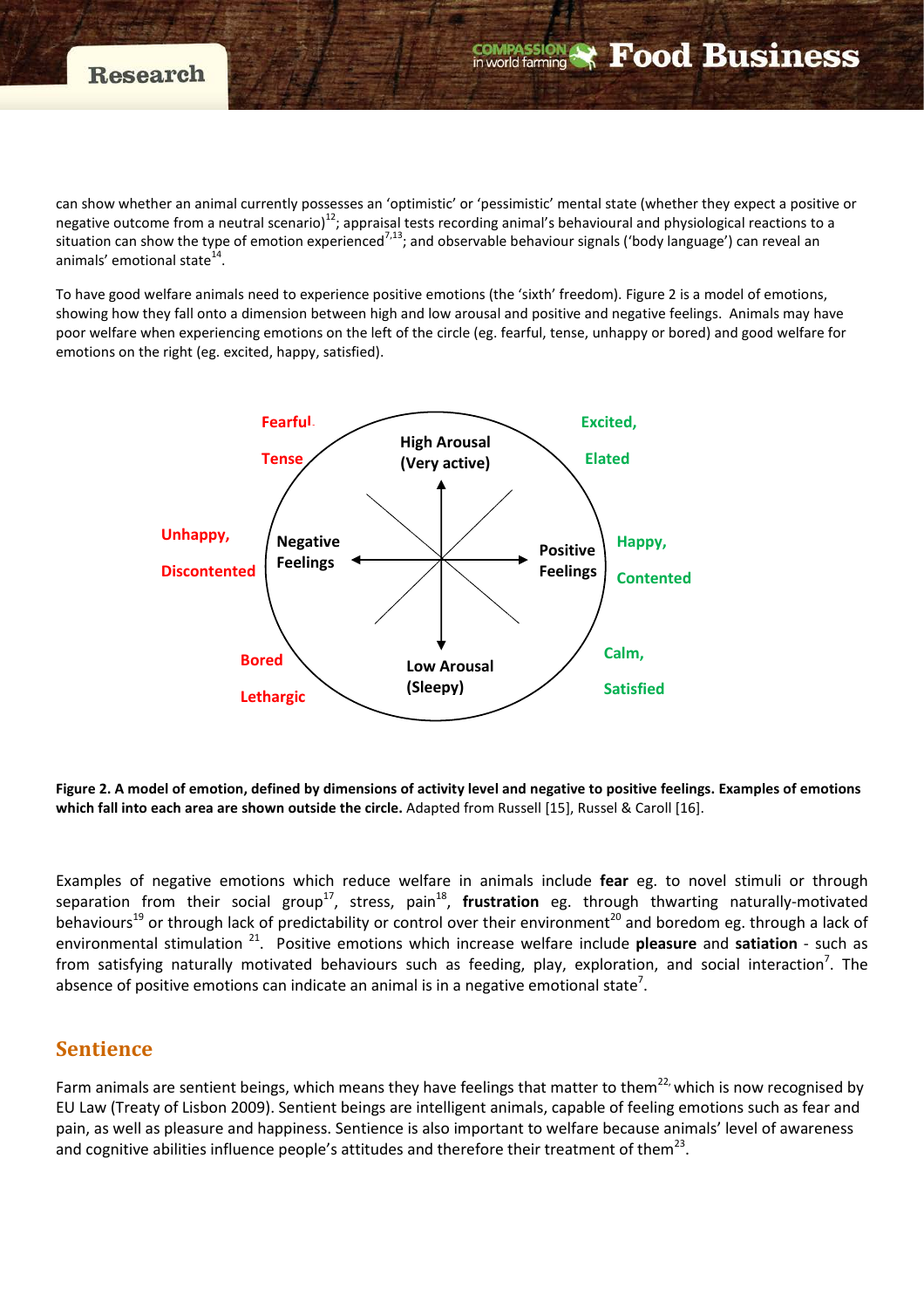can show whether an animal currently possesses an 'optimistic' or 'pessimistic' mental state (whether they expect a positive or negative outcome from a neutral scenario)[12]; appraisal tests recording animal's behavioural and physiological reactions to a situation can show the type of emotion experienced[7,13]; and observable behaviour signals ('body language') can reveal an animals' emotional state[14].

To have good welfare animals need to experience positive emotions (the 'sixth' freedom). Figure 2 is a model of emotions, showing how they fall onto a dimension between high and low arousal and positive and negative feelings. Animals may have poor welfare when experiencing emotions on the left of the circle (eg. fearful, tense, unhappy or bored) and good welfare for emotions on the right (eg. excited, happy, satisfied).

**Figure 2. A model of emotion, defined by dimensions of activity level and negative to positive feelings. Examples of emotions which fall into each area are shown outside the circle.** Adapted from Russell [15], Russel & Caroll [16].

Examples of negative emotions which reduce welfare in animals include **fear** eg. to novel stimuli or through separation from their social group[17], stress, pain[18], **frustration** eg. through thwarting naturally-motivated behaviours[19] or through lack of predictability or control over their environment[20] and boredom eg. through a lack of environmental stimulation [21]. Positive emotions which increase welfare include **pleasure** and **satiation** - such as from satisfying naturally motivated behaviours such as feeding, play, exploration, and social interaction[7]. The absence of positive emotions can indicate an animal is in a negative emotional state[7].

## Sentience

Farm animals are sentient beings, which means they have feelings that matter to them[22,] which is now recognised by EU Law (Treaty of Lisbon 2009). Sentient beings are intelligent animals, capable of feeling emotions such as fear and pain, as well as pleasure and happiness. Sentience is also important to welfare because animals' level of awareness and cognitive abilities influence people's attitudes and therefore their treatment of them[23].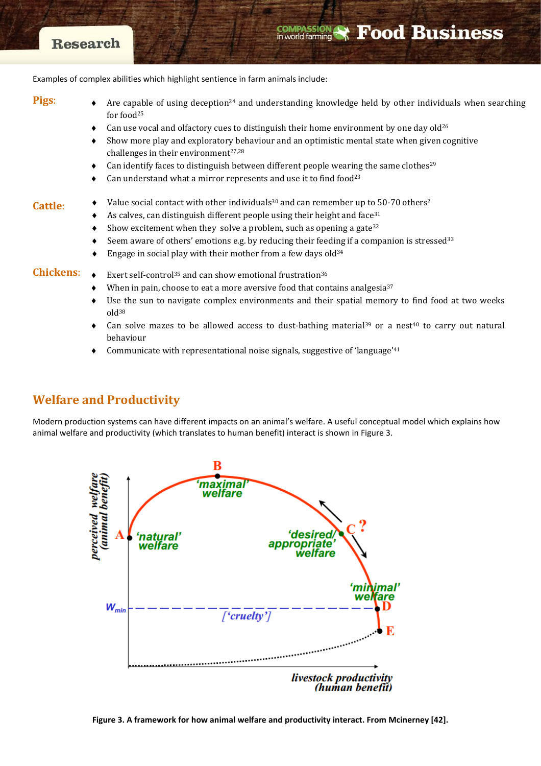Examples of complex abilities which highlight sentience in farm animals include:

**Pigs:**

- Are capable of using deception[24] and understanding knowledge held by other individuals when searching for food[25]
- Can use vocal and olfactory cues to distinguish their home environment by one day old[26]
- Show more play and exploratory behaviour and an optimistic mental state when given cognitive challenges in their environment[27,28]
- Can identify faces to distinguish between different people wearing the same clothes[29]
- Can understand what a mirror represents and use it to find food[23]

**Cattle:**

- Value social contact with other individuals[30] and can remember up to 50-70 others[2]
- As calves, can distinguish different people using their height and face[31]
- Show excitement when they solve a problem, such as opening a gate[32]
- Seem aware of others' emotions e.g. by reducing their feeding if a companion is stressed[33]
- Engage in social play with their mother from a few days old[34]

**Chickens:**

- Exert self-control[35] and can show emotional frustration[36]
- When in pain, choose to eat a more aversive food that contains analgesia[37]
- Use the sun to navigate complex environments and their spatial memory to find food at two weeks old[38]
- Can solve mazes to be allowed access to dust-bathing material[39] or a nest[40] to carry out natural behaviour
- Communicate with representational noise signals, suggestive of 'language'[41]

## Welfare and Productivity

Modern production systems can have different impacts on an animal's welfare. A useful conceptual model which explains how animal welfare and productivity (which translates to human benefit) interact is shown in Figure 3.

**Figure 3. A framework for how animal welfare and productivity interact. From Mcinerney [42].**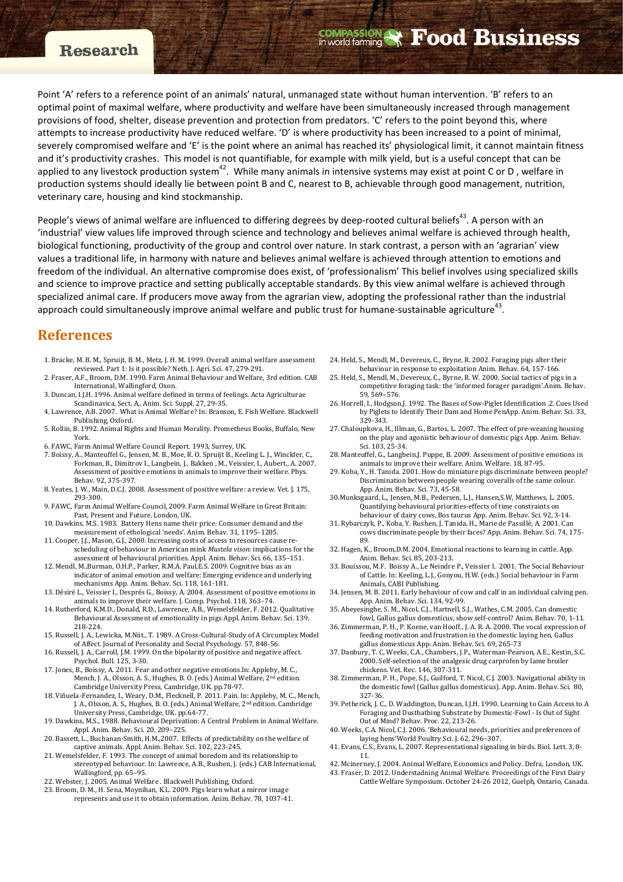Point 'A' refers to a reference point of an animals' natural, unmanaged state without human intervention. 'B' refers to an optimal point of maximal welfare, where productivity and welfare have been simultaneously increased through management provisions of food, shelter, disease prevention and protection from predators. 'C' refers to the point beyond this, where attempts to increase productivity have reduced welfare. 'D' is where productivity has been increased to a point of minimal, severely compromised welfare and 'E' is the point where an animal has reached its' physiological limit, it cannot maintain fitness and it's productivity crashes. This model is not quantifiable, for example with milk yield, but is a useful concept that can be applied to any livestock production system[42]. While many animals in intensive systems may exist at point C or D , welfare in production systems should ideally lie between point B and C, nearest to B, achievable through good management, nutrition, veterinary care, housing and kind stockmanship.

People's views of animal welfare are influenced to differing degrees by deep-rooted cultural beliefs[43]. A person with an 'industrial' view values life improved through science and technology and believes animal welfare is achieved through health, biological functioning, productivity of the group and control over nature. In stark contrast, a person with an 'agrarian' view values a traditional life, in harmony with nature and believes animal welfare is achieved through attention to emotions and freedom of the individual. An alternative compromise does exist, of 'professionalism' This belief involves using specialized skills and science to improve practice and setting publically acceptable standards. By this view animal welfare is achieved through specialized animal care. If producers move away from the agrarian view, adopting the professional rather than the industrial approach could simultaneously improve animal welfare and public trust for humane-sustainable agriculture[43].

## References

1. Bracke, M. B. M., Spruijt, B. M., Metz, J. H. M. 1999. Overall animal welfare assessment reviewed. Part 1: Is it possible? Neth. J. Agri. Sci. 47, 279-291.
2. Fraser, A.F., Broom, D.M. 1990. Farm Animal Behaviour and Welfare, 3rd edition. CAB International, Wallingford, Oxon.
3. Duncan, I.J.H. 1996. Animal welfare defined in terms of feelings. Acta Agriculturae Scandinavica, Sect. A,. Anim. Sci. Suppl. 27, 29-35.
4. Lawrence, A.B. 2007. What is Animal Welfare? In: Branson, E. Fish Welfare. Blackwell Publishing, Oxford.
5. Rollin, B. 1992. Animal Rights and Human Morality. Prometheus Books, Buffalo, New York.
6. FAWC, Farm Animal Welfare Council Report. 1993, Surrey, UK.
7. Boissy, A., Manteuffel G., Jensen, M. B., Moe, R. O. Spruijt B., Keeling L. J., Winckler, C., Forkman, B., Dimitrov I., Langbein, J., Bakken , M., Veissier, I., Aubert., A. 2007. Assessment of positive emotions in animals to improve their welfare. Phys. Behav. 92, 375-397.
8. Yeates, J. W., Main, D.C.J. 2008. Assessment of positive welfare: a review. Vet. J. 175, 293-300.
9. FAWC, Farm Animal Welfare Council, 2009. Farm Animal Welfare in Great Britain: Past, Present and Future. London, UK.
10. Dawkins, M.S. 1983. Battery Hens name their price: Consumer demand and the measurement of ethological 'needs'. Anim. Behav. 31, 1195–1205.
11. Cooper, J.J., Mason, G.J., 2000. Increasing costs of access to resources cause re-scheduling of behaviour in American mink *Mustela vison*: implications for the assessment of behavioural priorities. Appl. Anim. Behav. Sci. 66, 135–151.
12. Mendl, M.,Burman, O.H.P., Parker, R.M.A. Paul,E.S. 2009. Cognitive bias as an indicator of animal emotion and welfare: Emerging evidence and underlying mechanisms App. Anim. Behav. Sci. 118, 161-181.
13. Désiré L., Veissier I., Després G., Boissy, A. 2004. Assessment of positive emotions in animals to improve their welfare. J. Comp. Psychol. 118, 363–74.
14. Rutherford, K.M.D., Donald, R.D., Lawrence, A.B., Wemelsfelder, F. 2012. Qualitative Behavioural Assessment of emotionality in pigs Appl. Anim. Behav. Sci. 139, 218-224.
15. Russell, J. A., Lewicka, M.Niit., T. 1989. A Cross-Cultural-Study of A Circumplex Model of Affect. Journal of Personality and Social Psychology. 57, 848-56.
16. Russell, J. A., Carroll, J.M. 1999. On the bipolarity of positive and negative affect. Psychol. Bull. 125, 3-30.
17. Jones, B., Boissy, A. 2011. Fear and other negative emotions.In: Appleby, M. C., Mench, J. A., Olsson, A. S., Hughes, B. O. (eds.) Animal Welfare, 2nd edition. Cambridge University Press, Cambridge, UK. pp.78-97.
18. Viñuela-Fernandez, I., Weary, D.M., Flecknell, P. 2011. Pain. In: Appleby, M. C., Mench, J. A., Olsson, A. S., Hughes, B. O. (eds.) Animal Welfare, 2nd edition. Cambridge University Press, Cambridge, UK. pp.64-77.
19. Dawkins, M.S., 1988. Behavioural Deprivation: A Central Problem in Animal Welfare. Appl. Anim. Behav. Sci. 20, 209–225.
20. Bassett, L., Buchanan-Smith, H.M.,2007. Effects of predictability on the welfare of captive animals. Appl. Anim. Behav. Sci. 102, 223-245.
21. Wemelsfelder, F. 1993. The concept of animal boredom and its relationship to stereotyped behaviour. In: Lawrence, A.B., Rushen, J. (eds.) CAB International, Wallingford, pp. 65–95.
22. Webster, J. 2005. Animal Welfare . Blackwell Publishing, Oxford.
23. Broom, D. M., H. Sena, Moynihan, K.L. 2009. Pigs learn what a mirror image represents and use it to obtain information. Anim. Behav. 78, 1037-41.
24. Held, S., Mendl, M., Devereux, C., Bryne, R. 2002. Foraging pigs alter their behaviour in response to exploitation Anim. Behav. 64, 157-166.
25. Held, S., Mendl, M., Devereux, C., Byrne, R. W. 2000. Social tactics of pigs in a competitive foraging task: the 'informed forager paradigm'.Anim. Behav. 59, 569–576.
26. Horrell, I., Hodgson,J. 1992. The Bases of Sow-Piglet Identification .2. Cues Used by Piglets to Identify Their Dam and Home PenApp. Anim. Behav. Sci. 33, 329-343.
27. Chaloupkova, H., Illman, G., Bartos, L. 2007. The effect of pre-weaning housing on the play and agonistic behaviour of domestic pigs App. Anim. Behav. Sci. 103, 25-34.
28. Manteuffel, G., Langbein,J. Puppe, B. 2009. Assessment of positive emotions in animals to improve their welfare. Anim. Welfare. 18, 87-95.
29. Koba, Y., H. Tanida. 2001. How do miniature pigs discriminate between people? Discrimination between people wearing coveralls of the same colour. App. Anim. Behav. Sci. 73, 45-58.
30. Munksgaard, L., Jensen, M.B., Pedersen, L.J., Hansen,S.W, Matthews, L. 2005. Quantifying behavioural priorities-effects of time constraints on behaviour of dairy cows, Bos taurus App. Anim. Behav. Sci. 92, 3-14.
31. Rybarczyk, P., Koba, Y. Rushen, J. Tanida, H., Marie de Passillé, A. 2001. Can cows discriminate people by their faces? App. Anim. Behav. Sci. 74, 175-89.
32. Hagen, K., Broom,D.M. 2004. Emotional reactions to learning in cattle. App. Anim. Behav. Sci. 85, 203-213.
33. Bouissou, M.F. Boissy A., Le Neindre P., Veissier I. 2001. The Social Behaviour of Cattle. In: Keeling, L.J., Gonyou, H.W. (eds.) Social behaviour in Farm Animals, CABI Publishing.
34. Jensen, M. B. 2011. Early behaviour of cow and calf in an individual calving pen. App. Anim. Behav. Sci. 134, 92-99.
35. Abeyesinghe, S. M., Nicol, C.J., Hartnell, S.J., Wathes, C.M. 2005. Can domestic fowl, Gallus gallus domesticus, show self-control? Anim. Behav. 70, 1-11.
36. Zimmerman, P. H., P. Koene, van Hooff., J. A. R. A. 2000. The vocal expression of feeding motivation and frustration in the domestic laying hen, Gallus gallus domesticus App. Anim. Behav. Sci. 69, 265-73
37. Danbury, T. C, Weeks, C.A., Chambers, J.P., Waterman-Pearson, A.E., Kestin, S.C. 2000. Self-selection of the analgesic drug carprofen by lame broiler chickens. Vet. Rec. 146, 307-311.
38. Zimmerman, P. H., Pope, S.J., Guilford, T. Nicol, C.J. 2003. Navigational ability in the domestic fowl (Gallus gallus domesticus). App. Anim. Behav. Sci. 80, 327-36.
39. Petherick, J. C., D. Waddington, Duncan, I.J.H. 1990. Learning to Gain Access to A Foraging and Dustbathing Substrate by Domestic-Fowl - Is Out of Sight Out of Mind? Behav. Proc. 22, 213-26.
40. Weeks, C.A. Nicol, C.J. 2006. 'Behavioural needs, priorities and preferences of laying hens'World Poultry Sci. J. 62, 296–307.
41. Evans, C.S., Evans, L. 2007. Representational signaling in birds. Biol. Lett. 3, 8-11.
42. Mcinerney, J. 2004. Animal Welfare, Economics and Policy. Defra, London, UK.
43. Fraser, D. 2012. Understadning Animal Welfare. Proceedings of the First Dairy Cattle Welfare Symposium. October 24-26 2012, Guelph, Ontario, Canada.